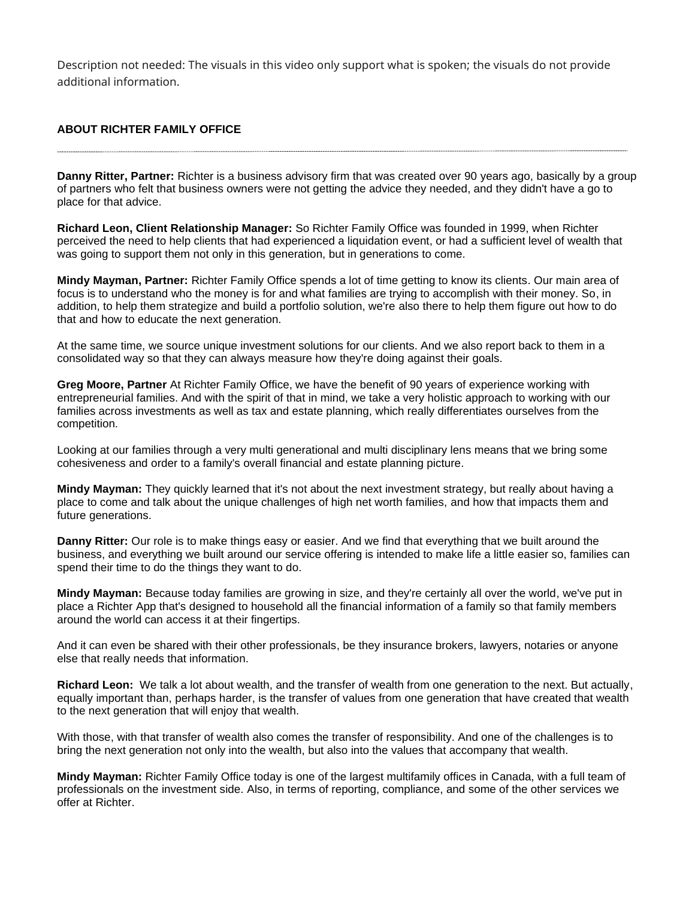Description not needed: The visuals in this video only support what is spoken; the visuals do not provide additional information.

### ABOUT RICHTER FAMILY OFFICE

---

**Danny Ritter, Partner:** Richter is a business advisory firm that was created over 90 years ago, basically by a group of partners who felt that business owners were not getting the advice they needed, and they didn't have a go to place for that advice.

**Richard Leon, Client Relationship Manager:** So Richter Family Office was founded in 1999, when Richter perceived the need to help clients that had experienced a liquidation event, or had a sufficient level of wealth that was going to support them not only in this generation, but in generations to come.

**Mindy Mayman, Partner:** Richter Family Office spends a lot of time getting to know its clients. Our main area of focus is to understand who the money is for and what families are trying to accomplish with their money. So, in addition, to help them strategize and build a portfolio solution, we're also there to help them figure out how to do that and how to educate the next generation.

At the same time, we source unique investment solutions for our clients. And we also report back to them in a consolidated way so that they can always measure how they're doing against their goals.

**Greg Moore, Partner** At Richter Family Office, we have the benefit of 90 years of experience working with entrepreneurial families. And with the spirit of that in mind, we take a very holistic approach to working with our families across investments as well as tax and estate planning, which really differentiates ourselves from the competition.

Looking at our families through a very multi generational and multi disciplinary lens means that we bring some cohesiveness and order to a family's overall financial and estate planning picture.

**Mindy Mayman:** They quickly learned that it's not about the next investment strategy, but really about having a place to come and talk about the unique challenges of high net worth families, and how that impacts them and future generations.

**Danny Ritter:** Our role is to make things easy or easier. And we find that everything that we built around the business, and everything we built around our service offering is intended to make life a little easier so, families can spend their time to do the things they want to do.

**Mindy Mayman:** Because today families are growing in size, and they're certainly all over the world, we've put in place a Richter App that's designed to household all the financial information of a family so that family members around the world can access it at their fingertips.

And it can even be shared with their other professionals, be they insurance brokers, lawyers, notaries or anyone else that really needs that information.

**Richard Leon:** We talk a lot about wealth, and the transfer of wealth from one generation to the next. But actually, equally important than, perhaps harder, is the transfer of values from one generation that have created that wealth to the next generation that will enjoy that wealth.

With those, with that transfer of wealth also comes the transfer of responsibility. And one of the challenges is to bring the next generation not only into the wealth, but also into the values that accompany that wealth.

**Mindy Mayman:** Richter Family Office today is one of the largest multifamily offices in Canada, with a full team of professionals on the investment side. Also, in terms of reporting, compliance, and some of the other services we offer at Richter.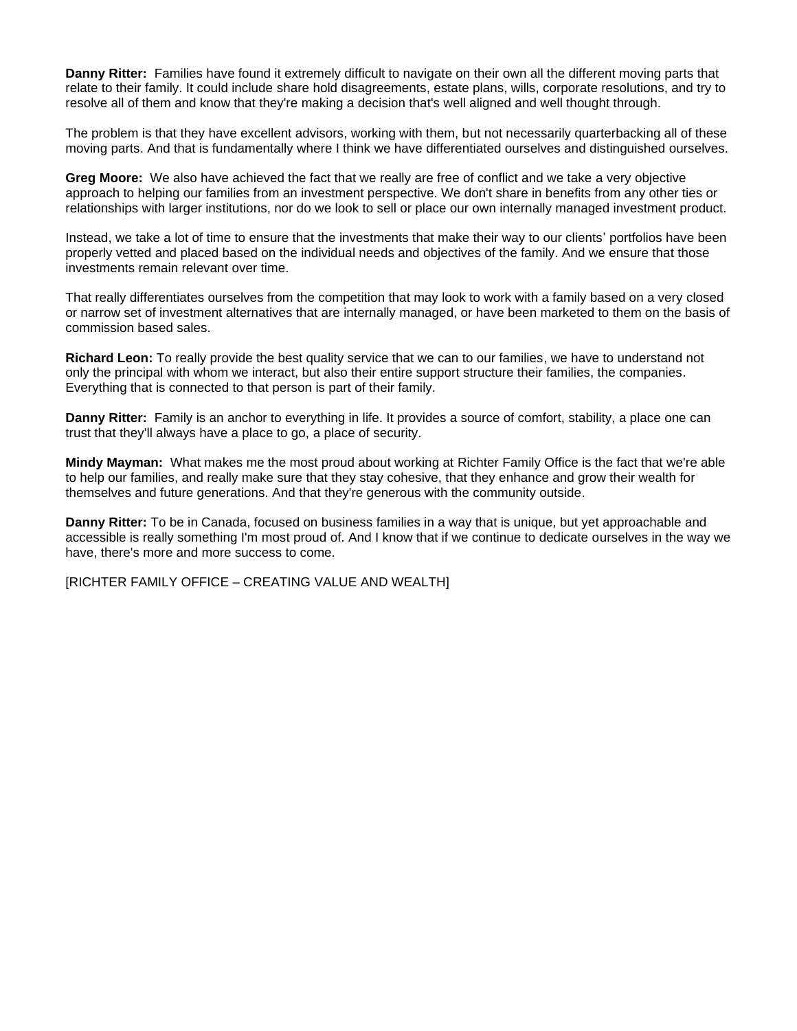**Danny Ritter:** Families have found it extremely difficult to navigate on their own all the different moving parts that relate to their family. It could include share hold disagreements, estate plans, wills, corporate resolutions, and try to resolve all of them and know that they're making a decision that's well aligned and well thought through.

The problem is that they have excellent advisors, working with them, but not necessarily quarterbacking all of these moving parts. And that is fundamentally where I think we have differentiated ourselves and distinguished ourselves.

**Greg Moore:** We also have achieved the fact that we really are free of conflict and we take a very objective approach to helping our families from an investment perspective. We don't share in benefits from any other ties or relationships with larger institutions, nor do we look to sell or place our own internally managed investment product.

Instead, we take a lot of time to ensure that the investments that make their way to our clients' portfolios have been properly vetted and placed based on the individual needs and objectives of the family. And we ensure that those investments remain relevant over time.

That really differentiates ourselves from the competition that may look to work with a family based on a very closed or narrow set of investment alternatives that are internally managed, or have been marketed to them on the basis of commission based sales.

**Richard Leon:** To really provide the best quality service that we can to our families, we have to understand not only the principal with whom we interact, but also their entire support structure their families, the companies. Everything that is connected to that person is part of their family.

**Danny Ritter:** Family is an anchor to everything in life. It provides a source of comfort, stability, a place one can trust that they'll always have a place to go, a place of security.

**Mindy Mayman:** What makes me the most proud about working at Richter Family Office is the fact that we're able to help our families, and really make sure that they stay cohesive, that they enhance and grow their wealth for themselves and future generations. And that they're generous with the community outside.

**Danny Ritter:** To be in Canada, focused on business families in a way that is unique, but yet approachable and accessible is really something I'm most proud of. And I know that if we continue to dedicate ourselves in the way we have, there's more and more success to come.

[RICHTER FAMILY OFFICE – CREATING VALUE AND WEALTH]